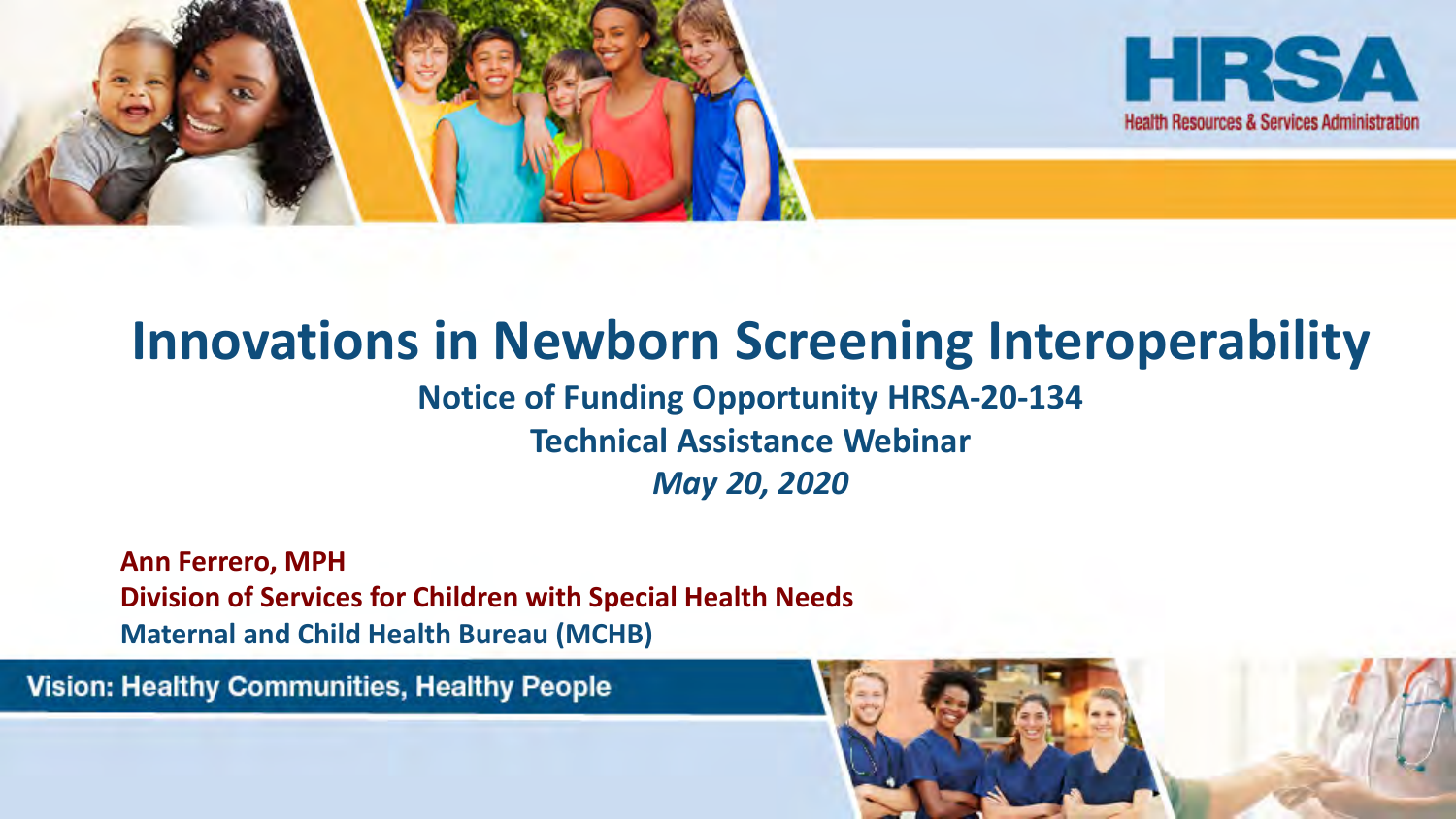HRSA

Health Resources & Services Administration

# Innovations in Newborn Screening Interoperability

**Notice of Funding Opportunity HRSA-20-134**

**Technical Assistance Webinar**

***May 20, 2020***

**Ann Ferrero, MPH**

**Division of Services for Children with Special Health Needs**

**Maternal and Child Health Bureau (MCHB)**

**Vision: Healthy Communities, Healthy People**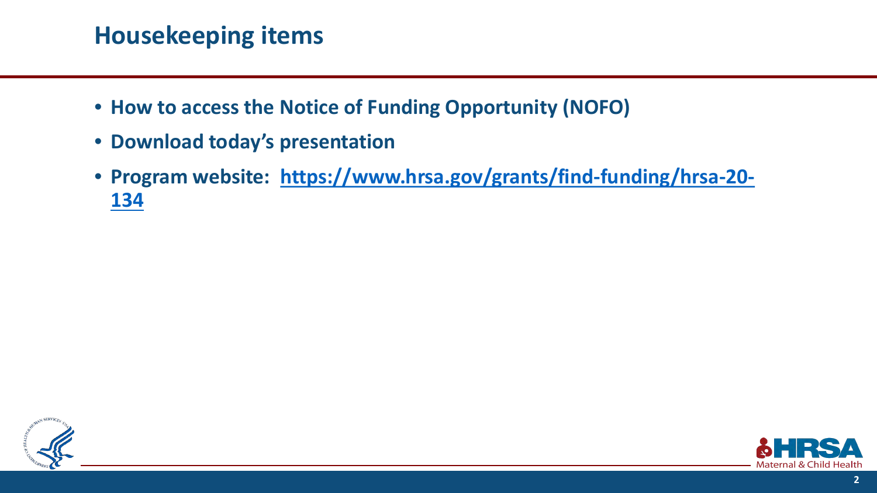# Housekeeping items

- **How to access the Notice of Funding Opportunity (NOFO)**
- **Download today's presentation**
- **Program website: https://www.hrsa.gov/grants/find-funding/hrsa-20-134**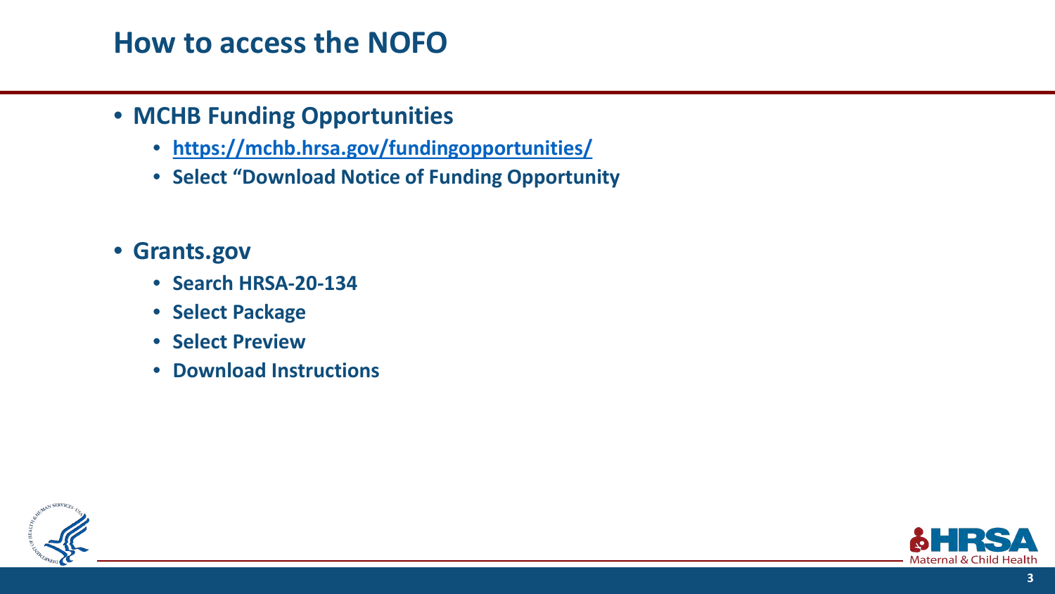# How to access the NOFO

- **MCHB Funding Opportunities**
  - **https://mchb.hrsa.gov/fundingopportunities/**
  - **Select "Download Notice of Funding Opportunity**
- **Grants.gov**
  - **Search HRSA-20-134**
  - **Select Package**
  - **Select Preview**
  - **Download Instructions**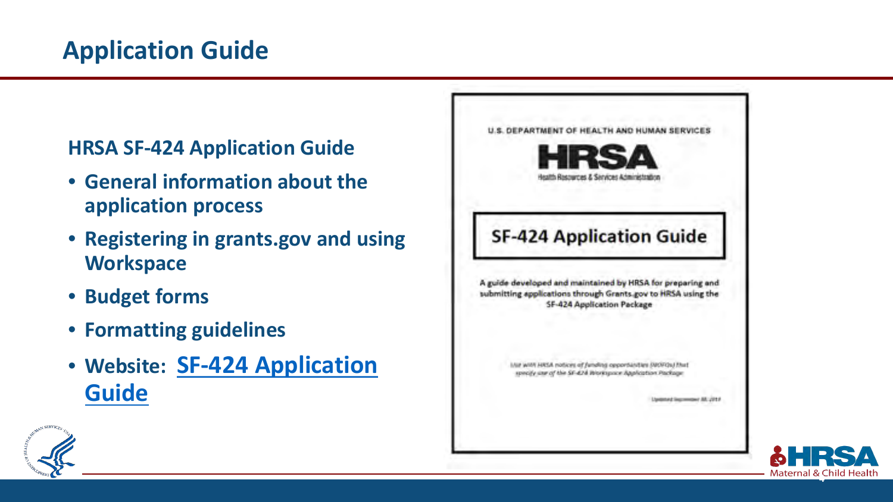# Application Guide

## HRSA SF-424 Application Guide

- General information about the application process
- Registering in grants.gov and using Workspace
- Budget forms
- Formatting guidelines
- Website: SF-424 Application Guide

U.S. DEPARTMENT OF HEALTH AND HUMAN SERVICES

HRSA

Health Resources & Services Administration

**SF-424 Application Guide**

A guide developed and maintained by HRSA for preparing and submitting applications through Grants.gov to HRSA using the SF-424 Application Package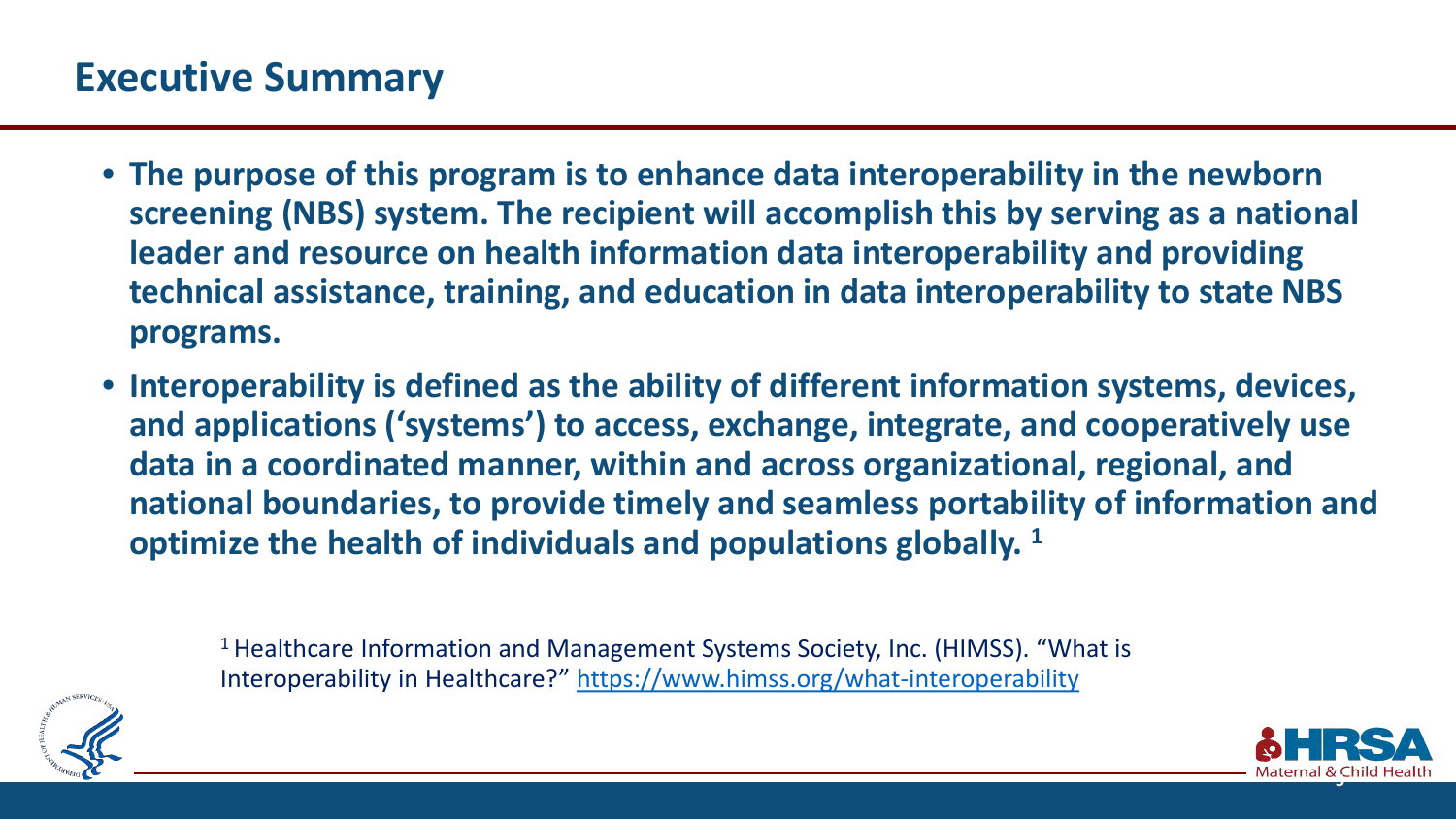# Executive Summary

- **The purpose of this program is to enhance data interoperability in the newborn screening (NBS) system. The recipient will accomplish this by serving as a national leader and resource on health information data interoperability and providing technical assistance, training, and education in data interoperability to state NBS programs.**
- **Interoperability is defined as the ability of different information systems, devices, and applications ('systems') to access, exchange, integrate, and cooperatively use data in a coordinated manner, within and across organizational, regional, and national boundaries, to provide timely and seamless portability of information and optimize the health of individuals and populations globally.** [1]

[1] Healthcare Information and Management Systems Society, Inc. (HIMSS). "What is Interoperability in Healthcare?" https://www.himss.org/what-interoperability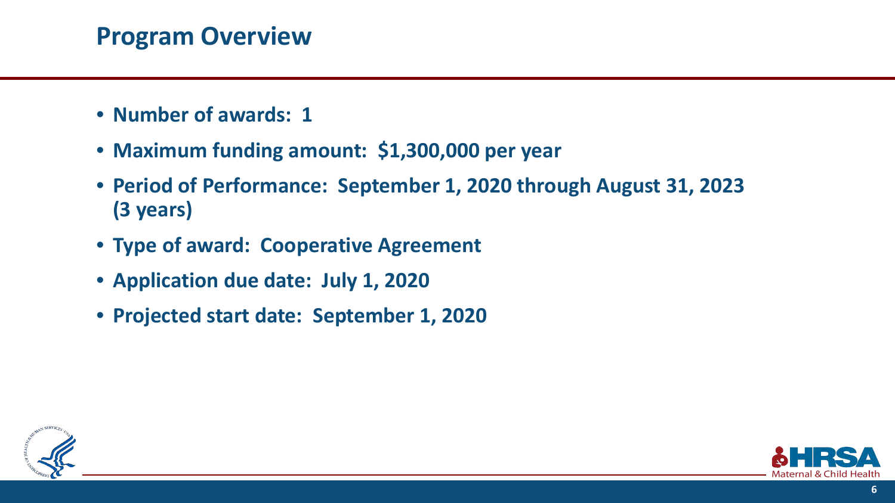## Program Overview

- **Number of awards: 1**
- **Maximum funding amount: $1,300,000 per year**
- **Period of Performance: September 1, 2020 through August 31, 2023 (3 years)**
- **Type of award: Cooperative Agreement**
- **Application due date: July 1, 2020**
- **Projected start date: September 1, 2020**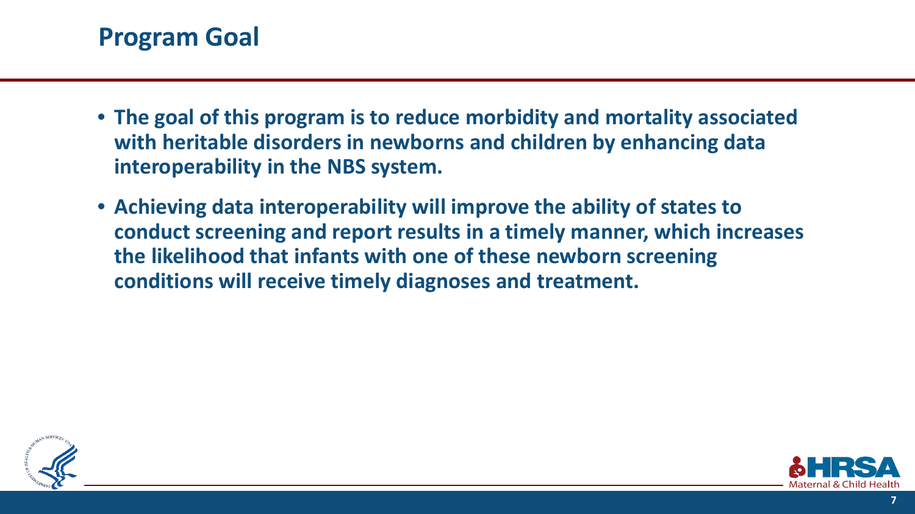## Program Goal

- **The goal of this program is to reduce morbidity and mortality associated with heritable disorders in newborns and children by enhancing data interoperability in the NBS system.**
- **Achieving data interoperability will improve the ability of states to conduct screening and report results in a timely manner, which increases the likelihood that infants with one of these newborn screening conditions will receive timely diagnoses and treatment.**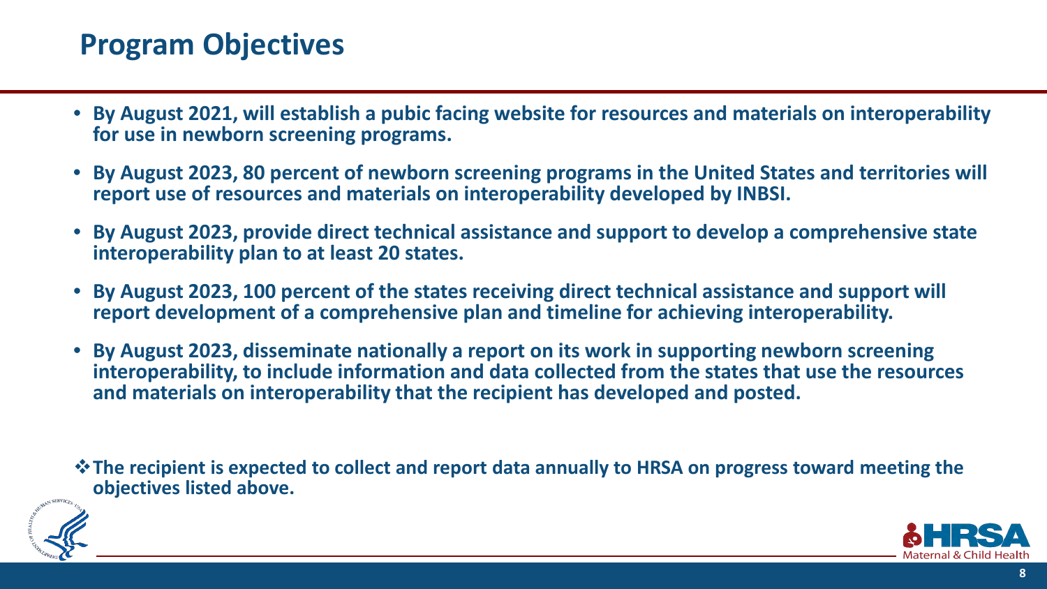# Program Objectives

- **By August 2021, will establish a pubic facing website for resources and materials on interoperability for use in newborn screening programs.**
- **By August 2023, 80 percent of newborn screening programs in the United States and territories will report use of resources and materials on interoperability developed by INBSI.**
- **By August 2023, provide direct technical assistance and support to develop a comprehensive state interoperability plan to at least 20 states.**
- **By August 2023, 100 percent of the states receiving direct technical assistance and support will report development of a comprehensive plan and timeline for achieving interoperability.**
- **By August 2023, disseminate nationally a report on its work in supporting newborn screening interoperability, to include information and data collected from the states that use the resources and materials on interoperability that the recipient has developed and posted.**

❖ **The recipient is expected to collect and report data annually to HRSA on progress toward meeting the objectives listed above.**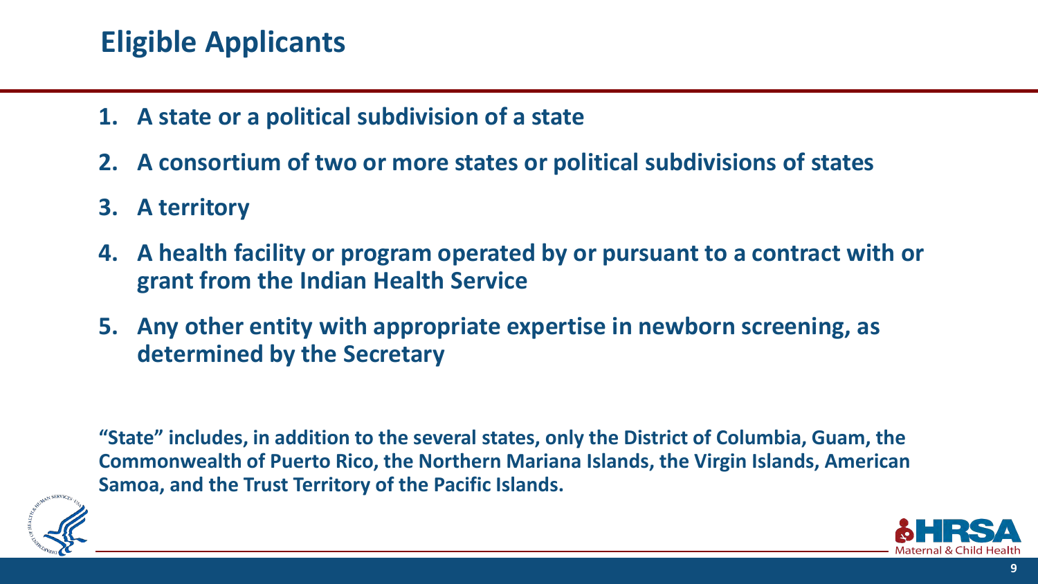## Eligible Applicants

1. **A state or a political subdivision of a state**
2. **A consortium of two or more states or political subdivisions of states**
3. **A territory**
4. **A health facility or program operated by or pursuant to a contract with or grant from the Indian Health Service**
5. **Any other entity with appropriate expertise in newborn screening, as determined by the Secretary**

**"State" includes, in addition to the several states, only the District of Columbia, Guam, the Commonwealth of Puerto Rico, the Northern Mariana Islands, the Virgin Islands, American Samoa, and the Trust Territory of the Pacific Islands.**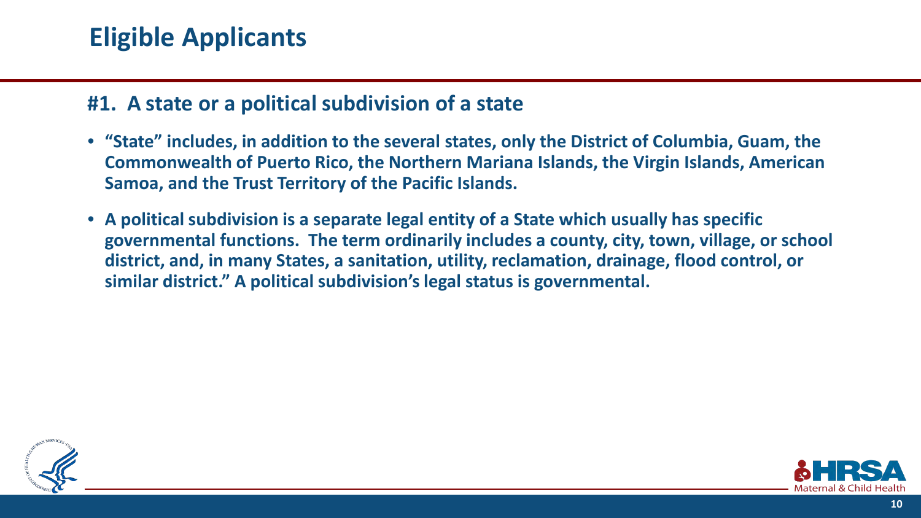# Eligible Applicants

## #1. A state or a political subdivision of a state

- **"State" includes, in addition to the several states, only the District of Columbia, Guam, the Commonwealth of Puerto Rico, the Northern Mariana Islands, the Virgin Islands, American Samoa, and the Trust Territory of the Pacific Islands.**
- **A political subdivision is a separate legal entity of a State which usually has specific governmental functions. The term ordinarily includes a county, city, town, village, or school district, and, in many States, a sanitation, utility, reclamation, drainage, flood control, or similar district." A political subdivision's legal status is governmental.**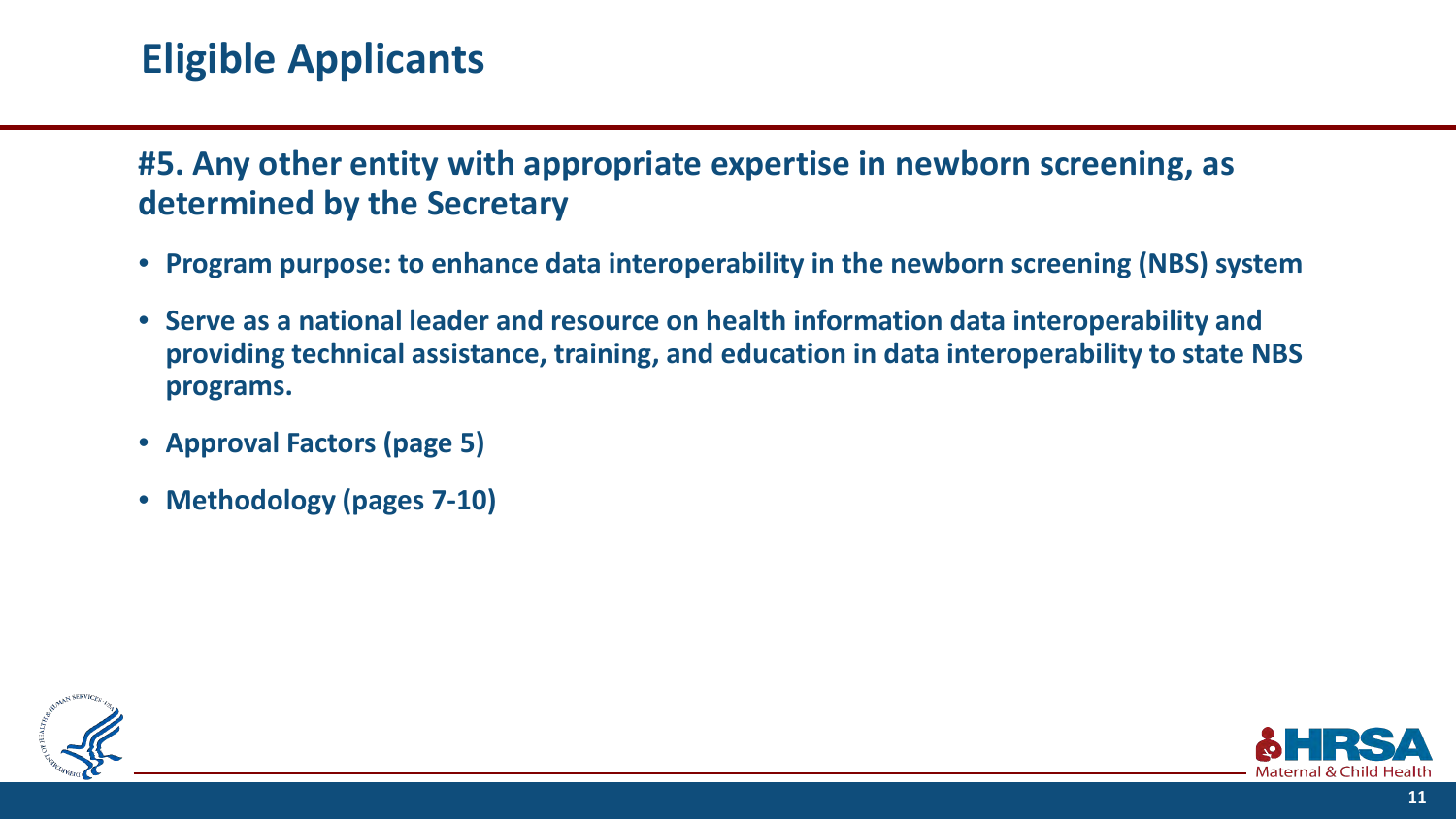# Eligible Applicants

## #5. Any other entity with appropriate expertise in newborn screening, as determined by the Secretary

- **Program purpose: to enhance data interoperability in the newborn screening (NBS) system**
- **Serve as a national leader and resource on health information data interoperability and providing technical assistance, training, and education in data interoperability to state NBS programs.**
- **Approval Factors (page 5)**
- **Methodology (pages 7-10)**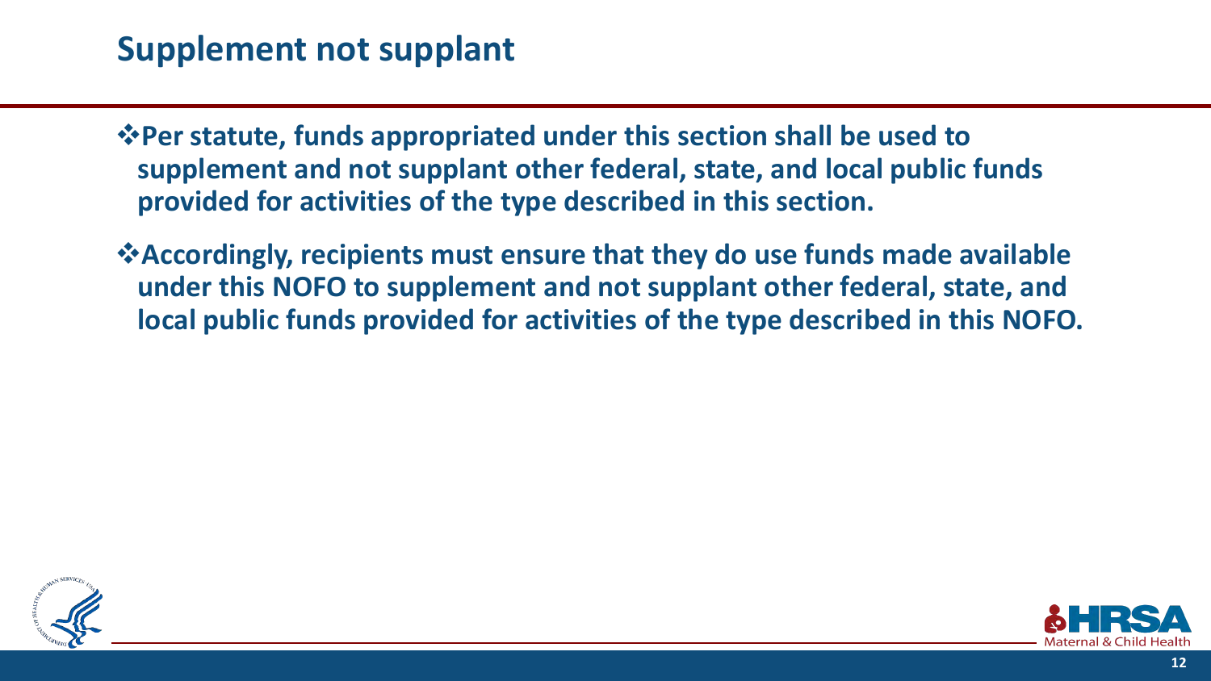## Supplement not supplant

- **Per statute, funds appropriated under this section shall be used to supplement and not supplant other federal, state, and local public funds provided for activities of the type described in this section.**
- **Accordingly, recipients must ensure that they do use funds made available under this NOFO to supplement and not supplant other federal, state, and local public funds provided for activities of the type described in this NOFO.**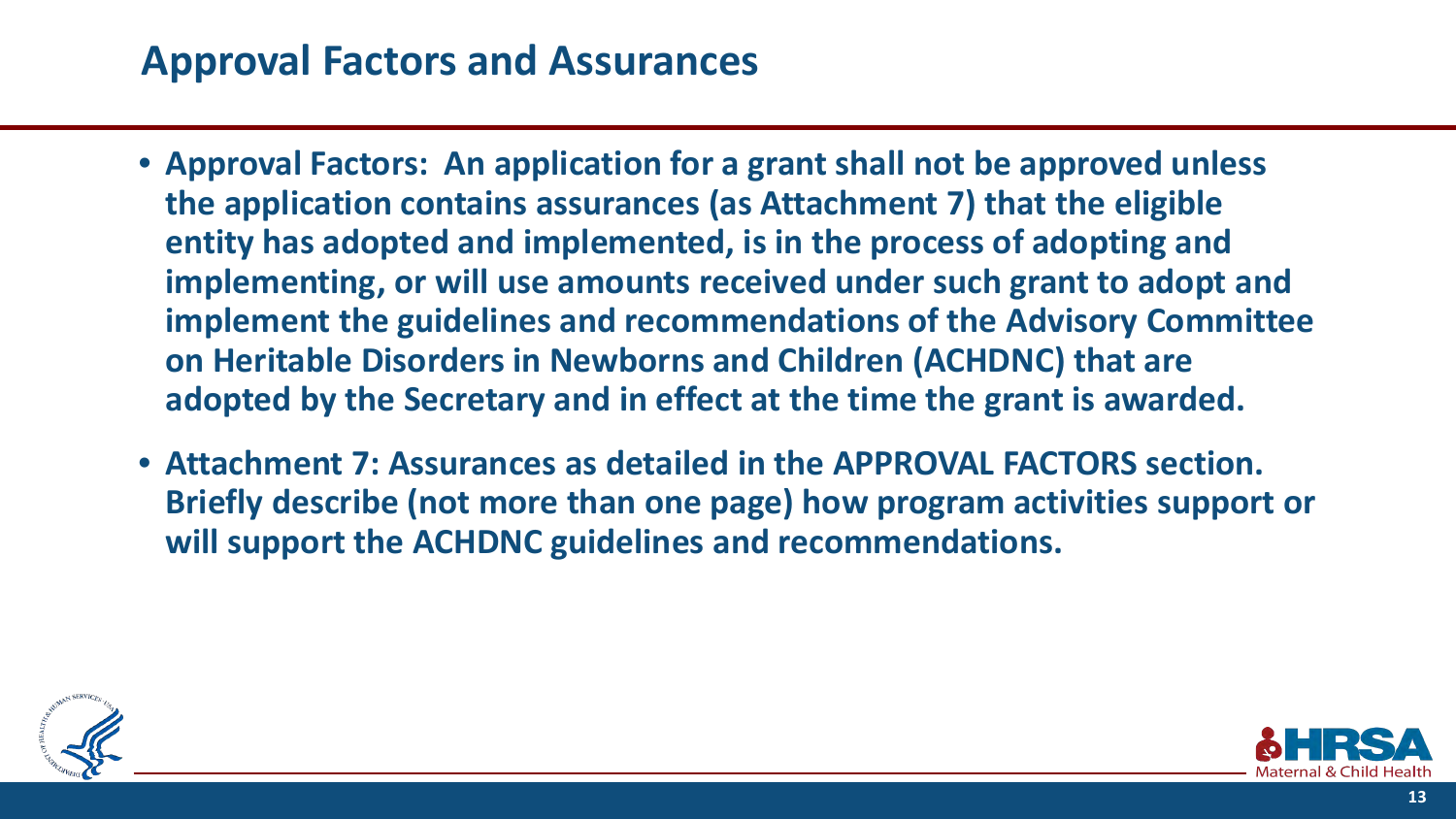## Approval Factors and Assurances

- **Approval Factors: An application for a grant shall not be approved unless the application contains assurances (as Attachment 7) that the eligible entity has adopted and implemented, is in the process of adopting and implementing, or will use amounts received under such grant to adopt and implement the guidelines and recommendations of the Advisory Committee on Heritable Disorders in Newborns and Children (ACHDNC) that are adopted by the Secretary and in effect at the time the grant is awarded.**
- **Attachment 7: Assurances as detailed in the APPROVAL FACTORS section. Briefly describe (not more than one page) how program activities support or will support the ACHDNC guidelines and recommendations.**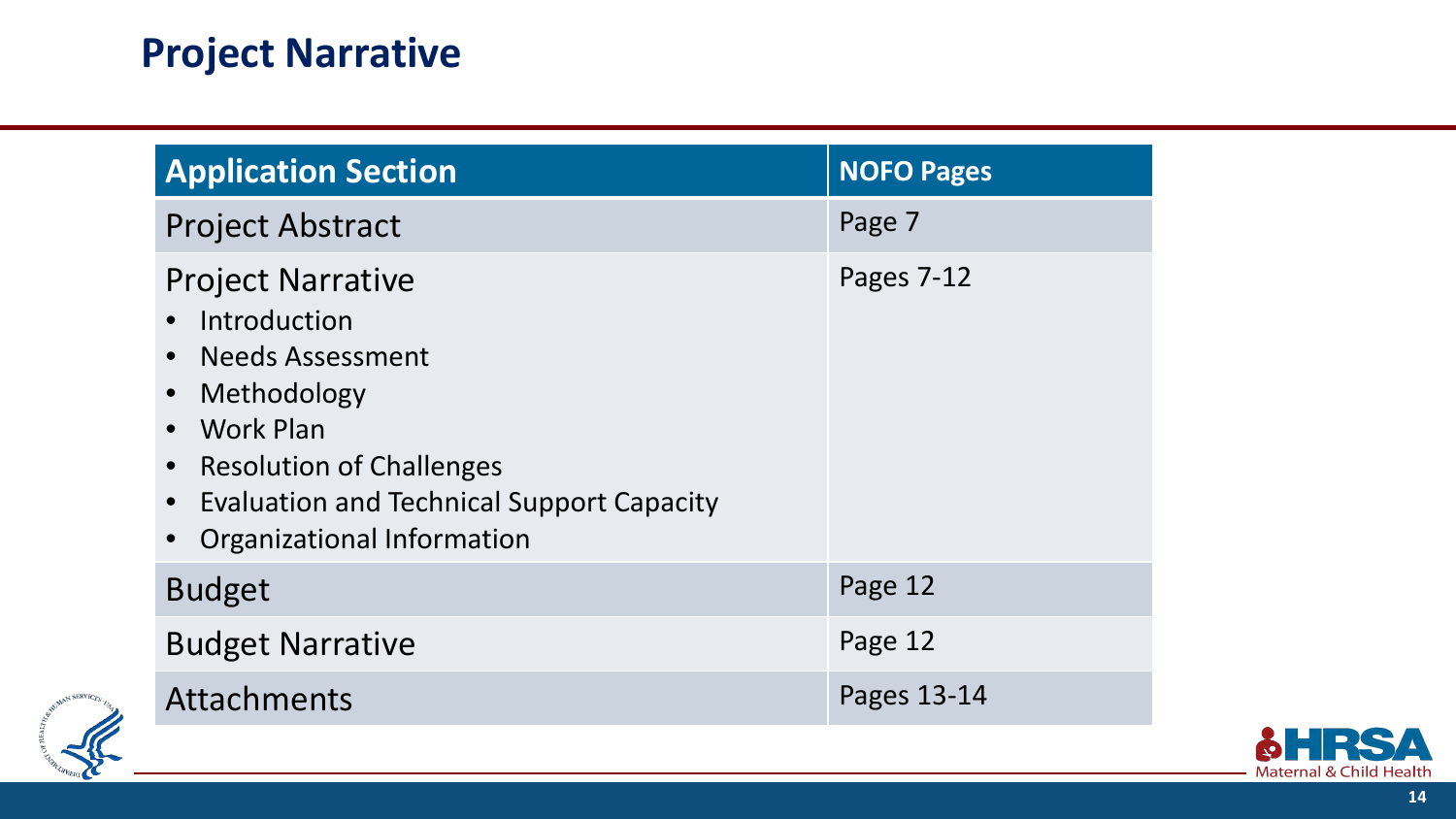# Project Narrative

| Application Section | NOFO Pages |
| --- | --- |
| Project Abstract | Page 7 |
| Project Narrative<br>• Introduction<br>• Needs Assessment<br>• Methodology<br>• Work Plan<br>• Resolution of Challenges<br>• Evaluation and Technical Support Capacity<br>• Organizational Information | Pages 7-12 |
| Budget | Page 12 |
| Budget Narrative | Page 12 |
| Attachments | Pages 13-14 |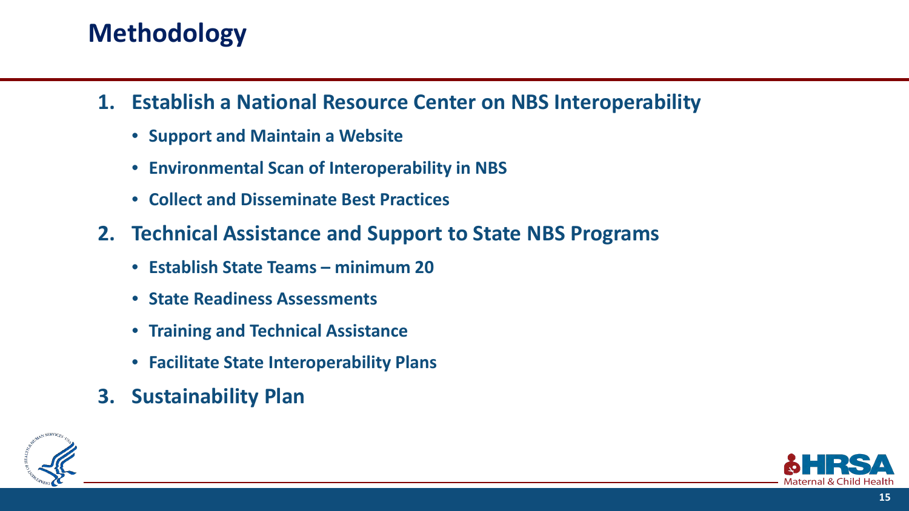# Methodology

1. **Establish a National Resource Center on NBS Interoperability**
   - **Support and Maintain a Website**
   - **Environmental Scan of Interoperability in NBS**
   - **Collect and Disseminate Best Practices**
2. **Technical Assistance and Support to State NBS Programs**
   - **Establish State Teams – minimum 20**
   - **State Readiness Assessments**
   - **Training and Technical Assistance**
   - **Facilitate State Interoperability Plans**
3. **Sustainability Plan**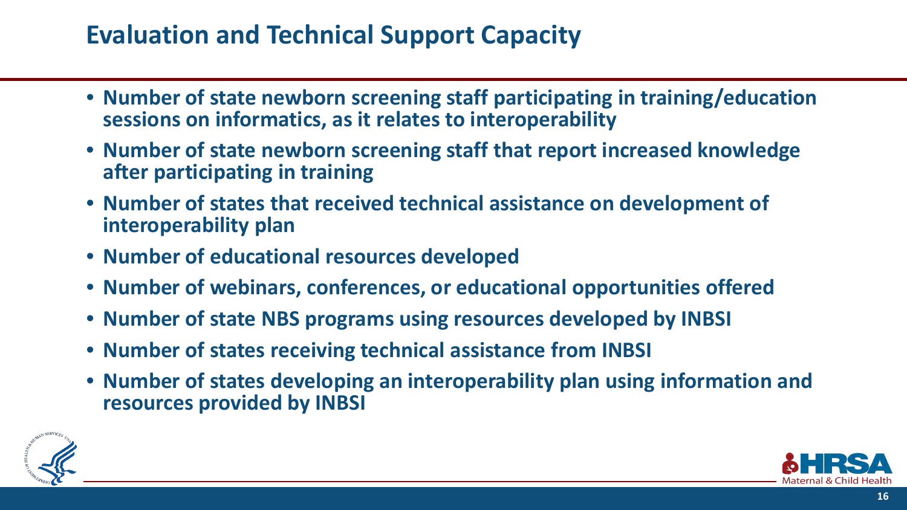## Evaluation and Technical Support Capacity

- **Number of state newborn screening staff participating in training/education sessions on informatics, as it relates to interoperability**
- **Number of state newborn screening staff that report increased knowledge after participating in training**
- **Number of states that received technical assistance on development of interoperability plan**
- **Number of educational resources developed**
- **Number of webinars, conferences, or educational opportunities offered**
- **Number of state NBS programs using resources developed by INBSI**
- **Number of states receiving technical assistance from INBSI**
- **Number of states developing an interoperability plan using information and resources provided by INBSI**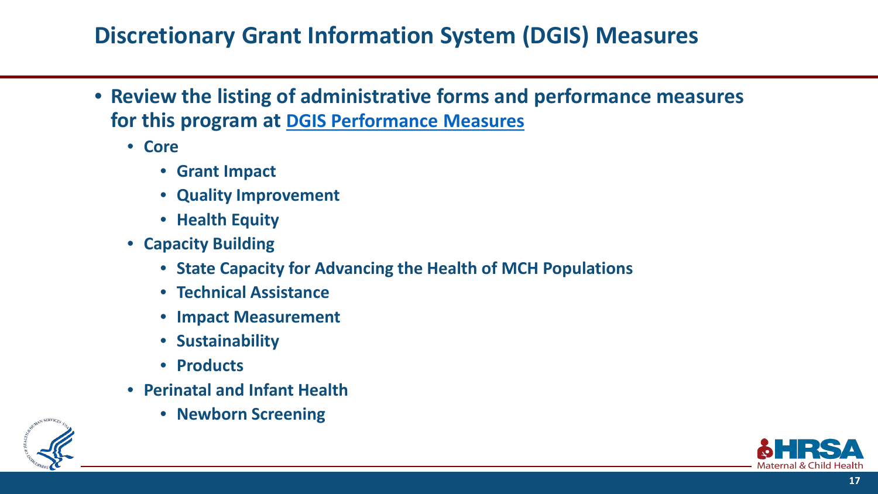# Discretionary Grant Information System (DGIS) Measures

- **Review the listing of administrative forms and performance measures for this program at [DGIS Performance Measures]**
  - **Core**
    - **Grant Impact**
    - **Quality Improvement**
    - **Health Equity**
  - **Capacity Building**
    - **State Capacity for Advancing the Health of MCH Populations**
    - **Technical Assistance**
    - **Impact Measurement**
    - **Sustainability**
    - **Products**
  - **Perinatal and Infant Health**
    - **Newborn Screening**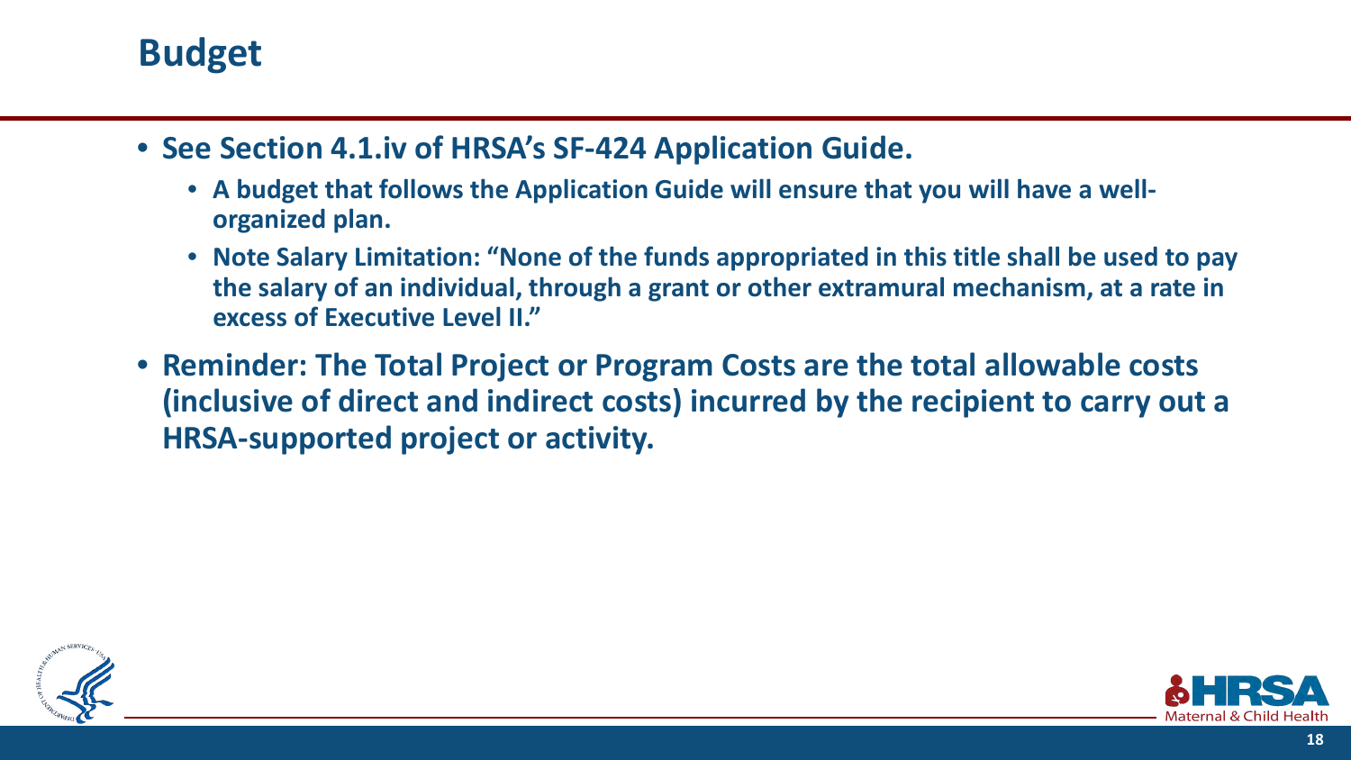# Budget

- **See Section 4.1.iv of HRSA's SF-424 Application Guide.**
  - **A budget that follows the Application Guide will ensure that you will have a well-organized plan.**
  - **Note Salary Limitation: "None of the funds appropriated in this title shall be used to pay the salary of an individual, through a grant or other extramural mechanism, at a rate in excess of Executive Level II."**
- **Reminder: The Total Project or Program Costs are the total allowable costs (inclusive of direct and indirect costs) incurred by the recipient to carry out a HRSA-supported project or activity.**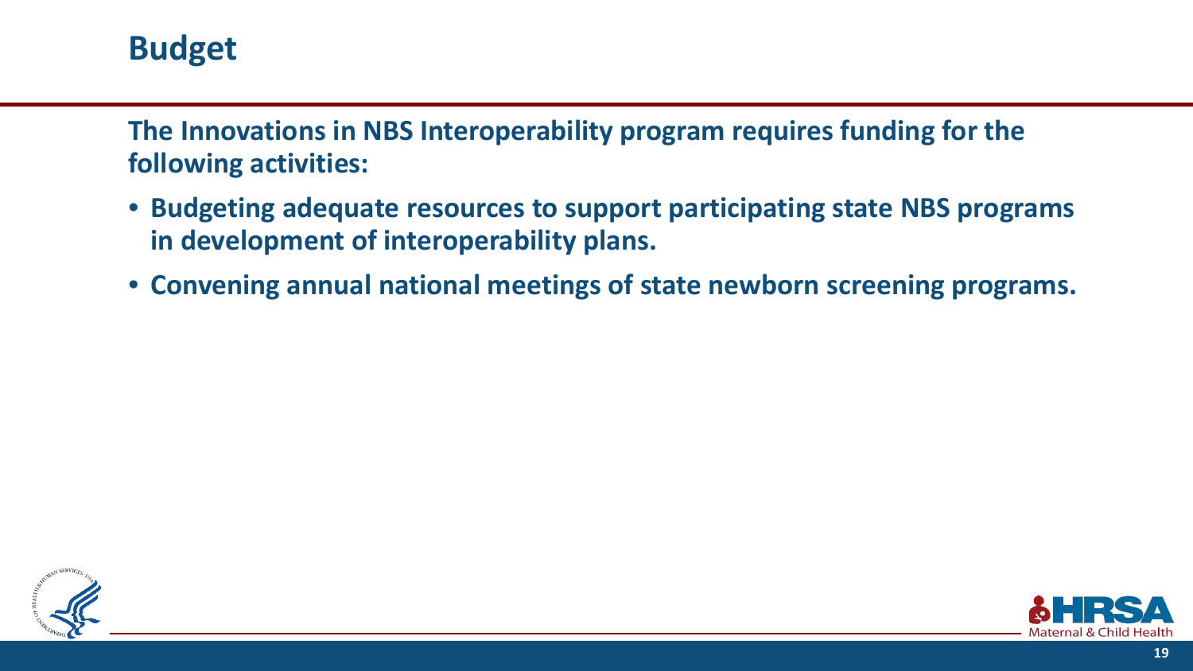# Budget

**The Innovations in NBS Interoperability program requires funding for the following activities:**

- **Budgeting adequate resources to support participating state NBS programs in development of interoperability plans.**
- **Convening annual national meetings of state newborn screening programs.**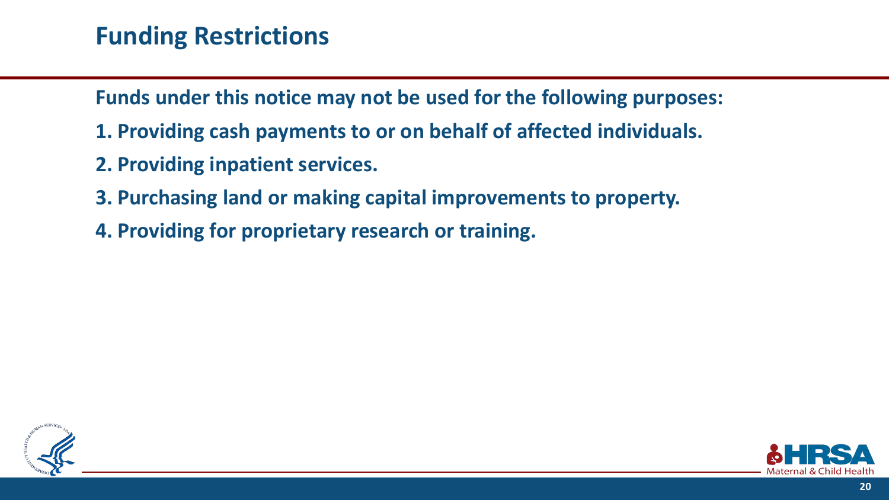## Funding Restrictions

**Funds under this notice may not be used for the following purposes:**

1. **Providing cash payments to or on behalf of affected individuals.**
2. **Providing inpatient services.**
3. **Purchasing land or making capital improvements to property.**
4. **Providing for proprietary research or training.**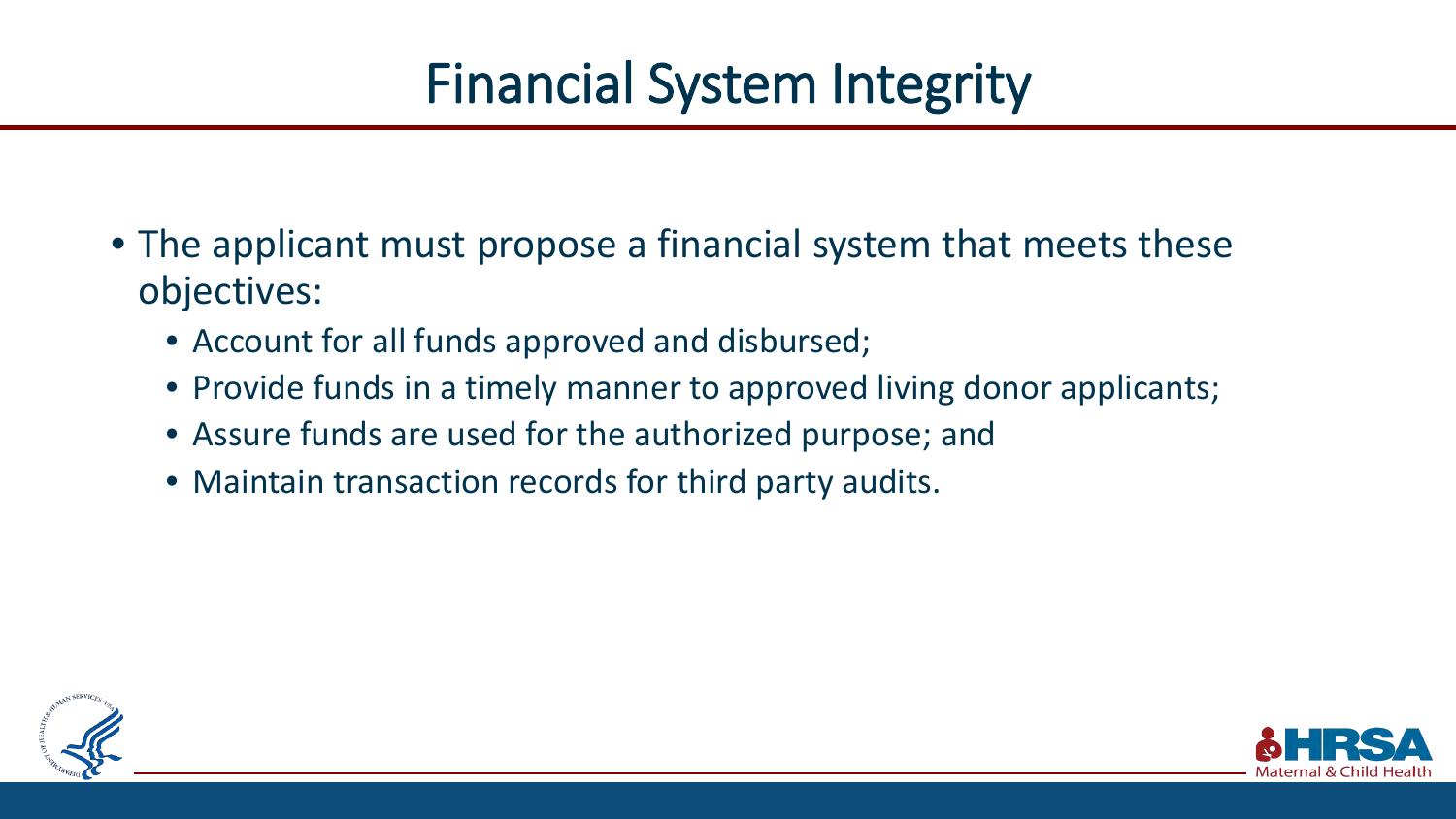# Financial System Integrity

- The applicant must propose a financial system that meets these objectives:
  - Account for all funds approved and disbursed;
  - Provide funds in a timely manner to approved living donor applicants;
  - Assure funds are used for the authorized purpose; and
  - Maintain transaction records for third party audits.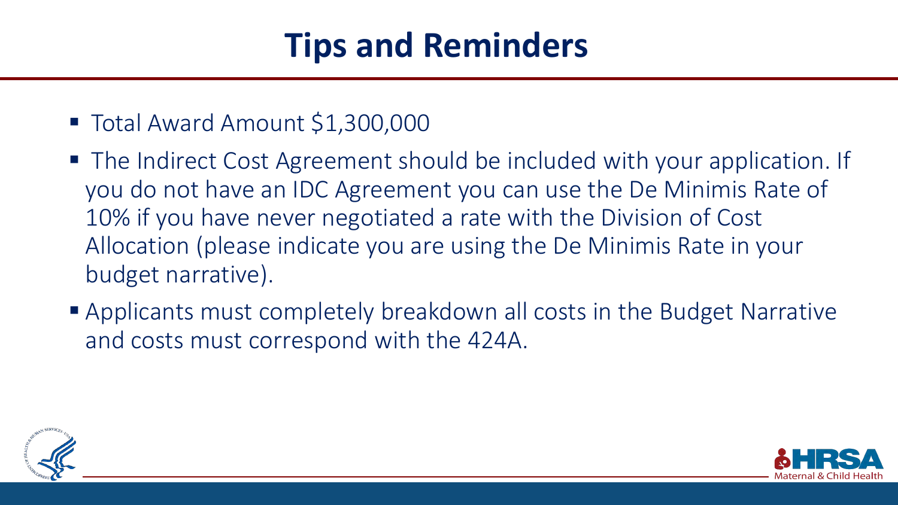# Tips and Reminders

- Total Award Amount $1,300,000
- The Indirect Cost Agreement should be included with your application. If you do not have an IDC Agreement you can use the De Minimis Rate of 10% if you have never negotiated a rate with the Division of Cost Allocation (please indicate you are using the De Minimis Rate in your budget narrative).
- Applicants must completely breakdown all costs in the Budget Narrative and costs must correspond with the 424A.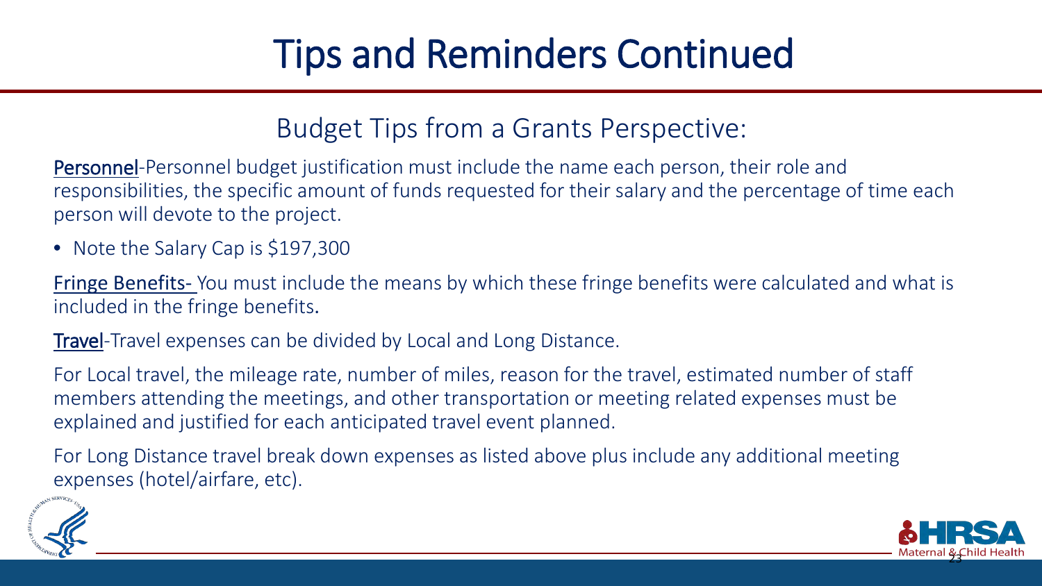# Tips and Reminders Continued

## Budget Tips from a Grants Perspective:

Personnel-Personnel budget justification must include the name each person, their role and responsibilities, the specific amount of funds requested for their salary and the percentage of time each person will devote to the project.

- Note the Salary Cap is $197,300

Fringe Benefits- You must include the means by which these fringe benefits were calculated and what is included in the fringe benefits.

Travel-Travel expenses can be divided by Local and Long Distance.

For Local travel, the mileage rate, number of miles, reason for the travel, estimated number of staff members attending the meetings, and other transportation or meeting related expenses must be explained and justified for each anticipated travel event planned.

For Long Distance travel break down expenses as listed above plus include any additional meeting expenses (hotel/airfare, etc).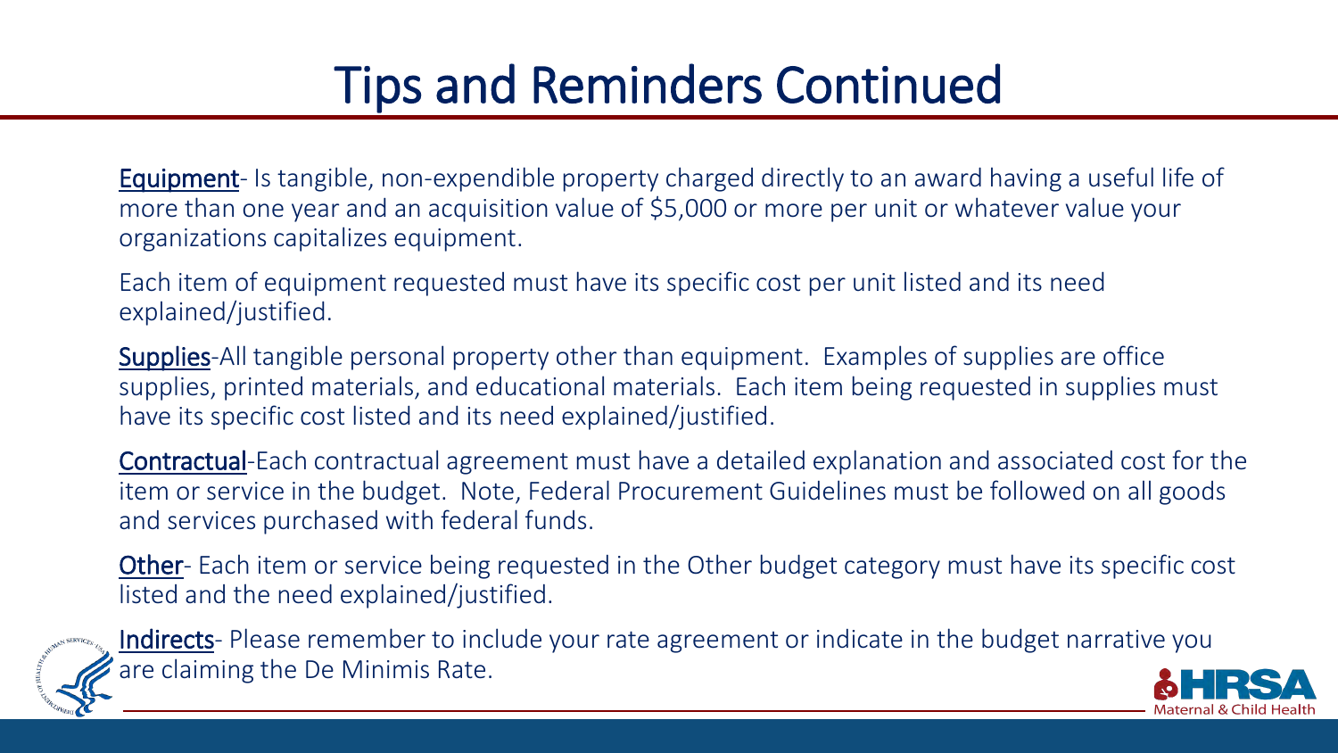# Tips and Reminders Continued

**Equipment**- Is tangible, non-expendible property charged directly to an award having a useful life of more than one year and an acquisition value of $5,000 or more per unit or whatever value your organizations capitalizes equipment.

Each item of equipment requested must have its specific cost per unit listed and its need explained/justified.

**Supplies**-All tangible personal property other than equipment. Examples of supplies are office supplies, printed materials, and educational materials. Each item being requested in supplies must have its specific cost listed and its need explained/justified.

**Contractual**-Each contractual agreement must have a detailed explanation and associated cost for the item or service in the budget. Note, Federal Procurement Guidelines must be followed on all goods and services purchased with federal funds.

**Other**- Each item or service being requested in the Other budget category must have its specific cost listed and the need explained/justified.

**Indirects**- Please remember to include your rate agreement or indicate in the budget narrative you are claiming the De Minimis Rate.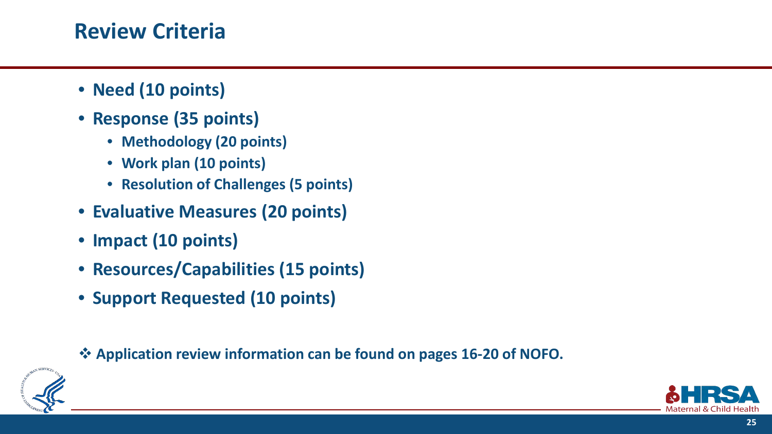## Review Criteria

- **Need (10 points)**
- **Response (35 points)**
  - **Methodology (20 points)**
  - **Work plan (10 points)**
  - **Resolution of Challenges (5 points)**
- **Evaluative Measures (20 points)**
- **Impact (10 points)**
- **Resources/Capabilities (15 points)**
- **Support Requested (10 points)**

❖ **Application review information can be found on pages 16-20 of NOFO.**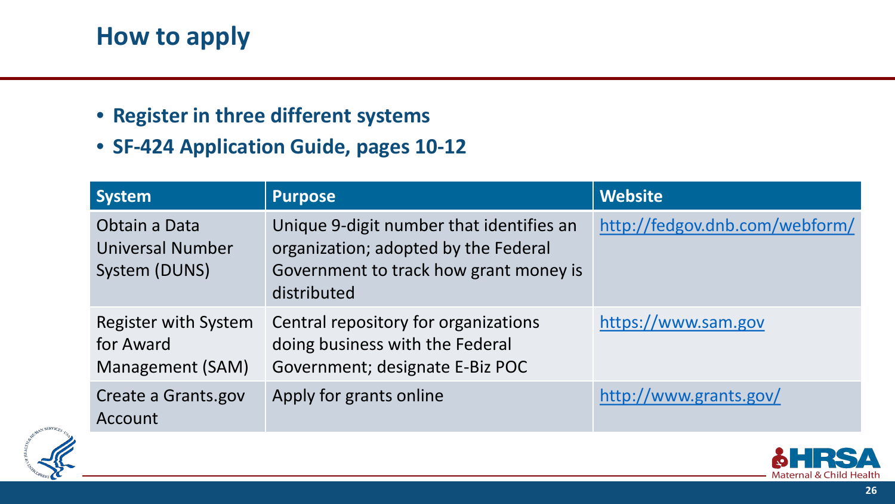# How to apply

- **Register in three different systems**
- **SF-424 Application Guide, pages 10-12**

| System | Purpose | Website |
|---|---|---|
| Obtain a Data Universal Number System (DUNS) | Unique 9-digit number that identifies an organization; adopted by the Federal Government to track how grant money is distributed | http://fedgov.dnb.com/webform/ |
| Register with System for Award Management (SAM) | Central repository for organizations doing business with the Federal Government; designate E-Biz POC | https://www.sam.gov |
| Create a Grants.gov Account | Apply for grants online | http://www.grants.gov/ |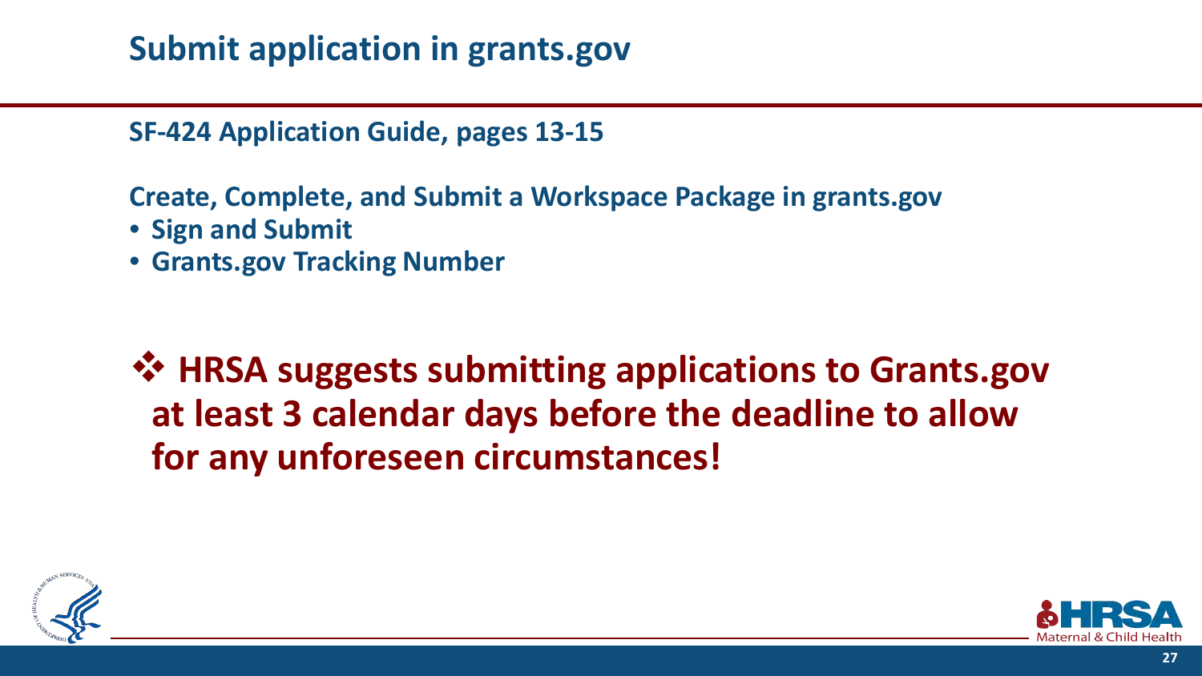# Submit application in grants.gov

**SF-424 Application Guide, pages 13-15**

**Create, Complete, and Submit a Workspace Package in grants.gov**

- **Sign and Submit**
- **Grants.gov Tracking Number**

❖ **HRSA suggests submitting applications to Grants.gov at least 3 calendar days before the deadline to allow for any unforeseen circumstances!**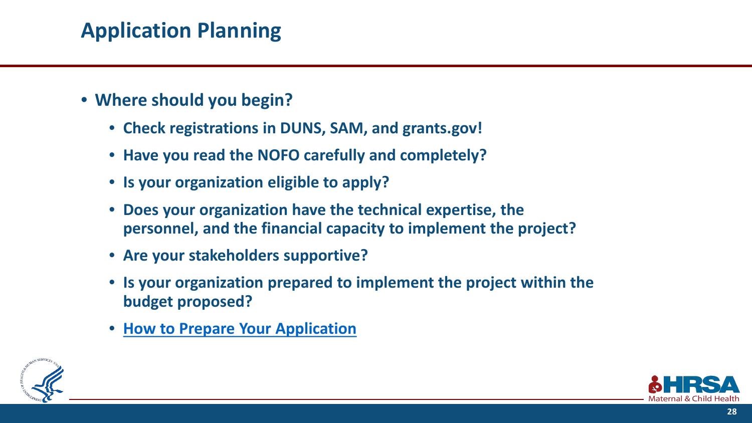# Application Planning

- **Where should you begin?**
  - **Check registrations in DUNS, SAM, and grants.gov!**
  - **Have you read the NOFO carefully and completely?**
  - **Is your organization eligible to apply?**
  - **Does your organization have the technical expertise, the personnel, and the financial capacity to implement the project?**
  - **Are your stakeholders supportive?**
  - **Is your organization prepared to implement the project within the budget proposed?**
  - **How to Prepare Your Application**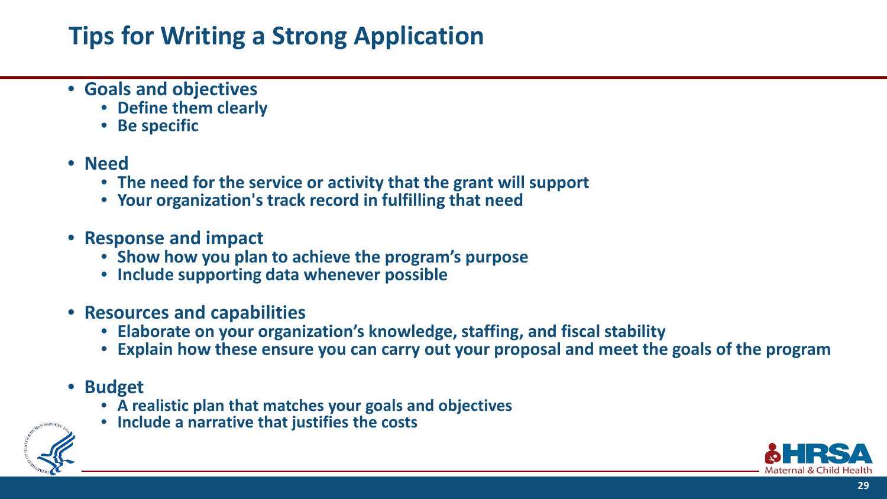# Tips for Writing a Strong Application

- **Goals and objectives**
  - **Define them clearly**
  - **Be specific**
- **Need**
  - **The need for the service or activity that the grant will support**
  - **Your organization's track record in fulfilling that need**
- **Response and impact**
  - **Show how you plan to achieve the program's purpose**
  - **Include supporting data whenever possible**
- **Resources and capabilities**
  - **Elaborate on your organization's knowledge, staffing, and fiscal stability**
  - **Explain how these ensure you can carry out your proposal and meet the goals of the program**
- **Budget**
  - **A realistic plan that matches your goals and objectives**
  - **Include a narrative that justifies the costs**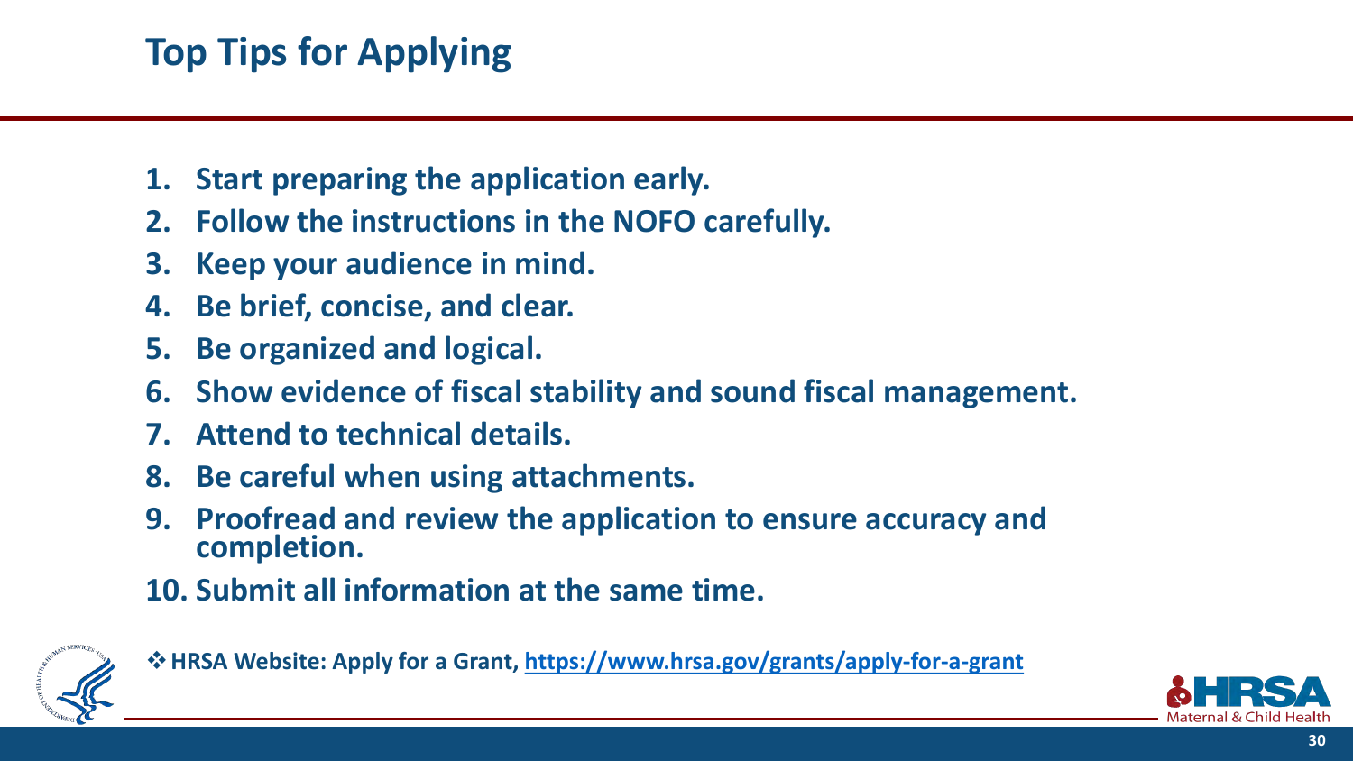# Top Tips for Applying

1. **Start preparing the application early.**
2. **Follow the instructions in the NOFO carefully.**
3. **Keep your audience in mind.**
4. **Be brief, concise, and clear.**
5. **Be organized and logical.**
6. **Show evidence of fiscal stability and sound fiscal management.**
7. **Attend to technical details.**
8. **Be careful when using attachments.**
9. **Proofread and review the application to ensure accuracy and completion.**
10. **Submit all information at the same time.**

- **HRSA Website: Apply for a Grant, https://www.hrsa.gov/grants/apply-for-a-grant**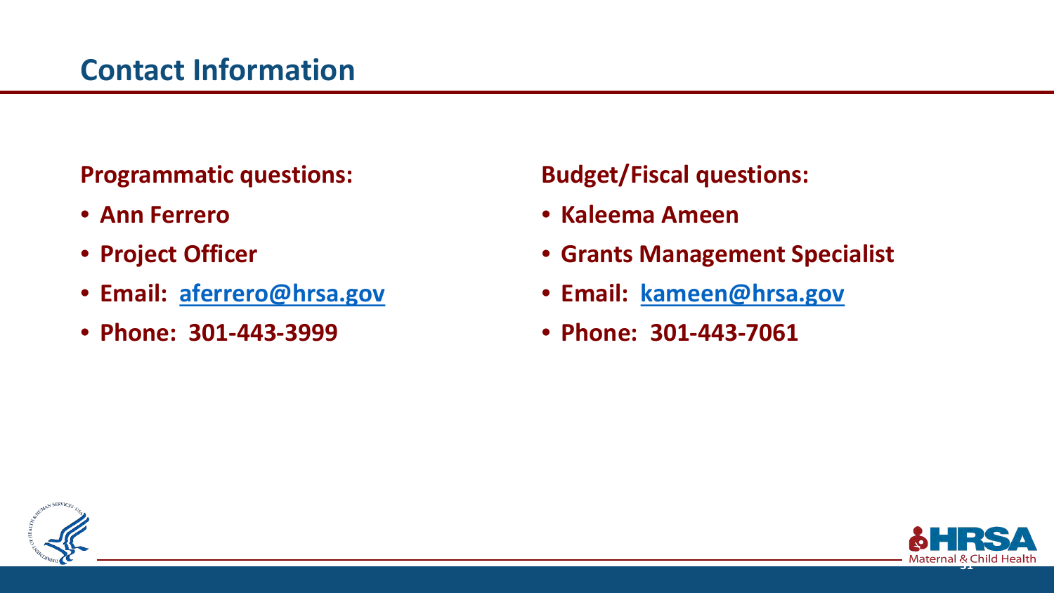## Contact Information

**Programmatic questions:**

- **Ann Ferrero**
- **Project Officer**
- **Email: aferrero@hrsa.gov**
- **Phone: 301-443-3999**

**Budget/Fiscal questions:**

- **Kaleema Ameen**
- **Grants Management Specialist**
- **Email: kameen@hrsa.gov**
- **Phone: 301-443-7061**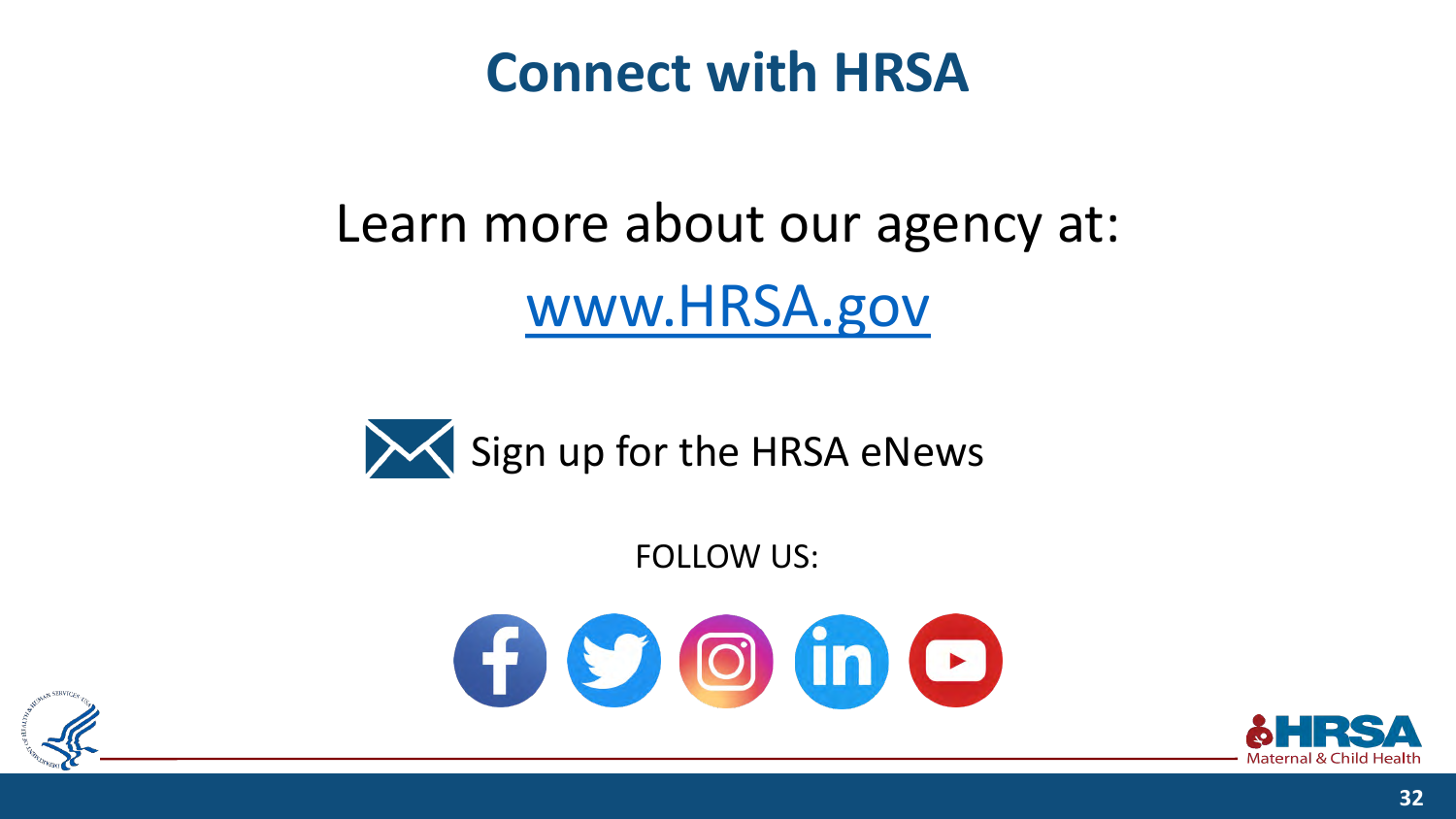# Connect with HRSA

Learn more about our agency at:

[www.HRSA.gov](http://www.HRSA.gov)

Sign up for the HRSA eNews

FOLLOW US: